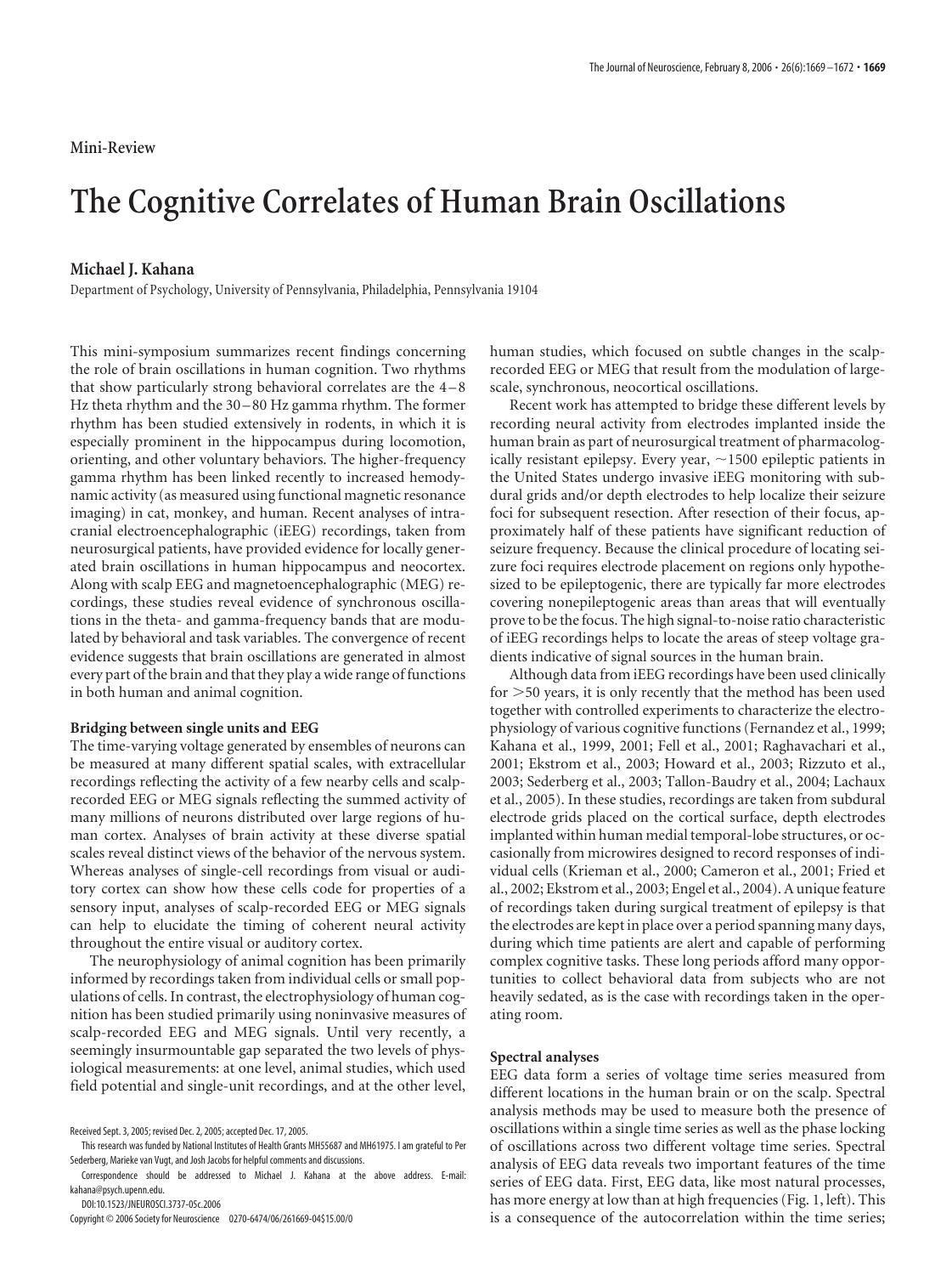Mini-Review

# The Cognitive Correlates of Human Brain Oscillations

**Michael J. Kahana**

Department of Psychology, University of Pennsylvania, Philadelphia, Pennsylvania 19104

This mini-symposium summarizes recent findings concerning the role of brain oscillations in human cognition. Two rhythms that show particularly strong behavioral correlates are the 4–8 Hz theta rhythm and the 30–80 Hz gamma rhythm. The former rhythm has been studied extensively in rodents, in which it is especially prominent in the hippocampus during locomotion, orienting, and other voluntary behaviors. The higher-frequency gamma rhythm has been linked recently to increased hemodynamic activity (as measured using functional magnetic resonance imaging) in cat, monkey, and human. Recent analyses of intracranial electroencephalographic (iEEG) recordings, taken from neurosurgical patients, have provided evidence for locally generated brain oscillations in human hippocampus and neocortex. Along with scalp EEG and magnetoencephalographic (MEG) recordings, these studies reveal evidence of synchronous oscillations in the theta- and gamma-frequency bands that are modulated by behavioral and task variables. The convergence of recent evidence suggests that brain oscillations are generated in almost every part of the brain and that they play a wide range of functions in both human and animal cognition.

## Bridging between single units and EEG

The time-varying voltage generated by ensembles of neurons can be measured at many different spatial scales, with extracellular recordings reflecting the activity of a few nearby cells and scalp-recorded EEG or MEG signals reflecting the summed activity of many millions of neurons distributed over large regions of human cortex. Analyses of brain activity at these diverse spatial scales reveal distinct views of the behavior of the nervous system. Whereas analyses of single-cell recordings from visual or auditory cortex can show how these cells code for properties of a sensory input, analyses of scalp-recorded EEG or MEG signals can help to elucidate the timing of coherent neural activity throughout the entire visual or auditory cortex.

The neurophysiology of animal cognition has been primarily informed by recordings taken from individual cells or small populations of cells. In contrast, the electrophysiology of human cognition has been studied primarily using noninvasive measures of scalp-recorded EEG and MEG signals. Until very recently, a seemingly insurmountable gap separated the two levels of physiological measurements: at one level, animal studies, which used field potential and single-unit recordings, and at the other level, human studies, which focused on subtle changes in the scalp-recorded EEG or MEG that result from the modulation of large-scale, synchronous, neocortical oscillations.

Recent work has attempted to bridge these different levels by recording neural activity from electrodes implanted inside the human brain as part of neurosurgical treatment of pharmacologically resistant epilepsy. Every year, ~1500 epileptic patients in the United States undergo invasive iEEG monitoring with subdural grids and/or depth electrodes to help localize their seizure foci for subsequent resection. After resection of their focus, approximately half of these patients have significant reduction of seizure frequency. Because the clinical procedure of locating seizure foci requires electrode placement on regions only hypothesized to be epileptogenic, there are typically far more electrodes covering nonepileptogenic areas than areas that will eventually prove to be the focus. The high signal-to-noise ratio characteristic of iEEG recordings helps to locate the areas of steep voltage gradients indicative of signal sources in the human brain.

Although data from iEEG recordings have been used clinically for >50 years, it is only recently that the method has been used together with controlled experiments to characterize the electrophysiology of various cognitive functions (Fernandez et al., 1999; Kahana et al., 1999, 2001; Fell et al., 2001; Raghavachari et al., 2001; Ekstrom et al., 2003; Howard et al., 2003; Rizzuto et al., 2003; Sederberg et al., 2003; Tallon-Baudry et al., 2004; Lachaux et al., 2005). In these studies, recordings are taken from subdural electrode grids placed on the cortical surface, depth electrodes implanted within human medial temporal-lobe structures, or occasionally from microwires designed to record responses of individual cells (Krieman et al., 2000; Cameron et al., 2001; Fried et al., 2002; Ekstrom et al., 2003; Engel et al., 2004). A unique feature of recordings taken during surgical treatment of epilepsy is that the electrodes are kept in place over a period spanning many days, during which time patients are alert and capable of performing complex cognitive tasks. These long periods afford many opportunities to collect behavioral data from subjects who are not heavily sedated, as is the case with recordings taken in the operating room.

## Spectral analyses

EEG data form a series of voltage time series measured from different locations in the human brain or on the scalp. Spectral analysis methods may be used to measure both the presence of oscillations within a single time series as well as the phase locking of oscillations across two different voltage time series. Spectral analysis of EEG data reveals two important features of the time series of EEG data. First, EEG data, like most natural processes, has more energy at low than at high frequencies (Fig. 1, left). This is a consequence of the autocorrelation within the time series;

Received Sept. 3, 2005; revised Dec. 2, 2005; accepted Dec. 17, 2005.

This research was funded by National Institutes of Health Grants MH55687 and MH61975. I am grateful to Per Sederberg, Marieke van Vugt, and Josh Jacobs for helpful comments and discussions.

Correspondence should be addressed to Michael J. Kahana at the above address. E-mail: kahana@psych.upenn.edu.

DOI:10.1523/JNEUROSCI.3737-05c.2006

Copyright © 2006 Society for Neuroscience 0270-6474/06/261669-04$15.00/0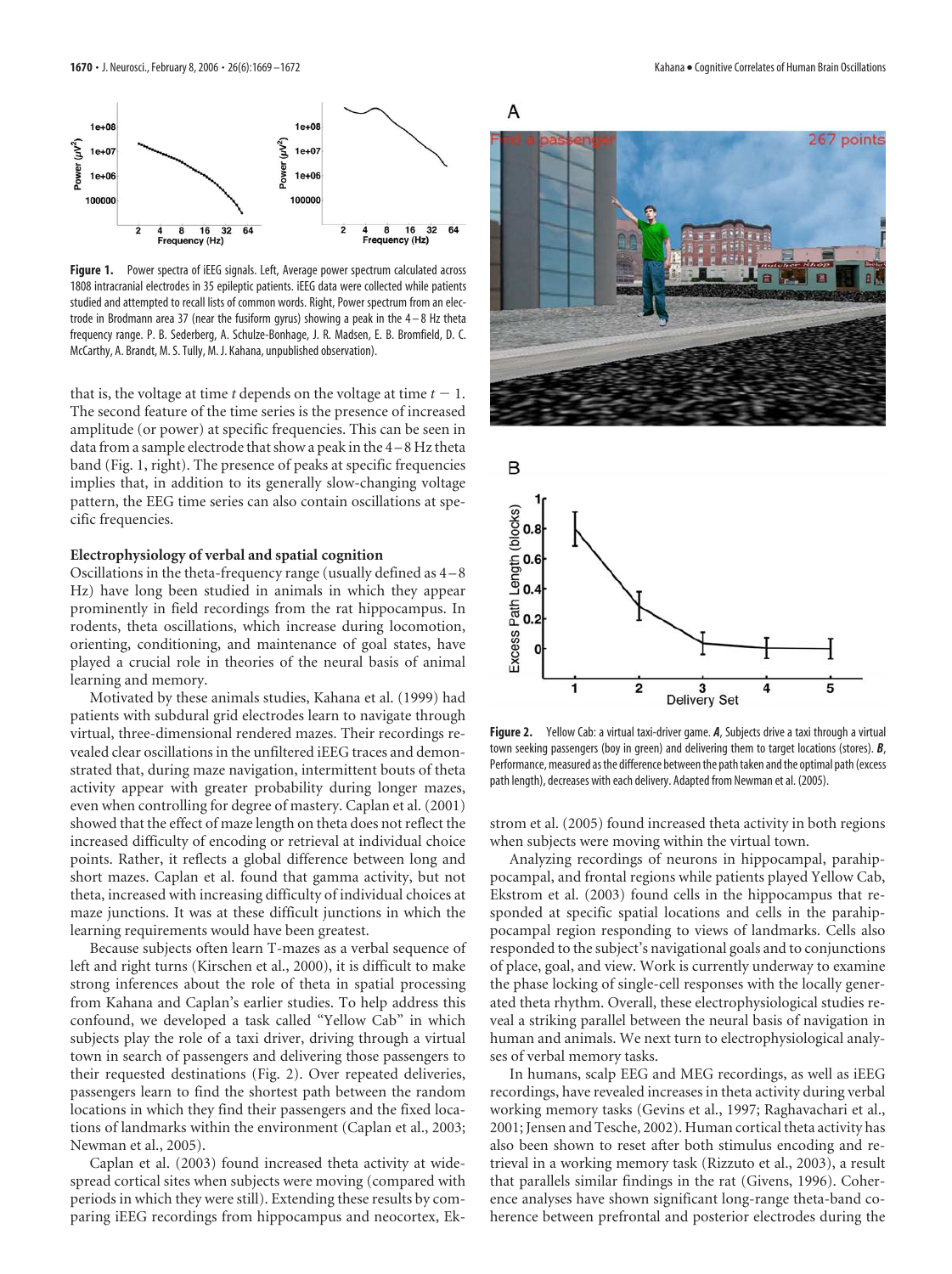**Figure 1.** Power spectra of iEEG signals. Left, Average power spectrum calculated across 1808 intracranial electrodes in 35 epileptic patients. iEEG data were collected while patients studied and attempted to recall lists of common words. Right, Power spectrum from an electrode in Brodmann area 37 (near the fusiform gyrus) showing a peak in the 4–8 Hz theta frequency range. P. B. Sederberg, A. Schulze-Bonhage, J. R. Madsen, E. B. Bromfield, D. C. McCarthy, A. Brandt, M. S. Tully, M. J. Kahana, unpublished observation).

that is, the voltage at time $t$ depends on the voltage at time $t - 1$. The second feature of the time series is the presence of increased amplitude (or power) at specific frequencies. This can be seen in data from a sample electrode that show a peak in the 4–8 Hz theta band (Fig. 1, right). The presence of peaks at specific frequencies implies that, in addition to its generally slow-changing voltage pattern, the EEG time series can also contain oscillations at specific frequencies.

### Electrophysiology of verbal and spatial cognition

Oscillations in the theta-frequency range (usually defined as 4–8 Hz) have long been studied in animals in which they appear prominently in field recordings from the rat hippocampus. In rodents, theta oscillations, which increase during locomotion, orienting, conditioning, and maintenance of goal states, have played a crucial role in theories of the neural basis of animal learning and memory.

Motivated by these animals studies, Kahana et al. (1999) had patients with subdural grid electrodes learn to navigate through virtual, three-dimensional rendered mazes. Their recordings revealed clear oscillations in the unfiltered iEEG traces and demonstrated that, during maze navigation, intermittent bouts of theta activity appear with greater probability during longer mazes, even when controlling for degree of mastery. Caplan et al. (2001) showed that the effect of maze length on theta does not reflect the increased difficulty of encoding or retrieval at individual choice points. Rather, it reflects a global difference between long and short mazes. Caplan et al. found that gamma activity, but not theta, increased with increasing difficulty of individual choices at maze junctions. It was at these difficult junctions in which the learning requirements would have been greatest.

Because subjects often learn T-mazes as a verbal sequence of left and right turns (Kirschen et al., 2000), it is difficult to make strong inferences about the role of theta in spatial processing from Kahana and Caplan's earlier studies. To help address this confound, we developed a task called "Yellow Cab" in which subjects play the role of a taxi driver, driving through a virtual town in search of passengers and delivering those passengers to their requested destinations (Fig. 2). Over repeated deliveries, passengers learn to find the shortest path between the random locations in which they find their passengers and the fixed locations of landmarks within the environment (Caplan et al., 2003; Newman et al., 2005).

Caplan et al. (2003) found increased theta activity at widespread cortical sites when subjects were moving (compared with periods in which they were still). Extending these results by comparing iEEG recordings from hippocampus and neocortex, Ekstrom et al. (2005) found increased theta activity in both regions when subjects were moving within the virtual town.

**Figure 2.** Yellow Cab: a virtual taxi-driver game. ***A***, Subjects drive a taxi through a virtual town seeking passengers (boy in green) and delivering them to target locations (stores). ***B***, Performance, measured as the difference between the path taken and the optimal path (excess path length), decreases with each delivery. Adapted from Newman et al. (2005).

Analyzing recordings of neurons in hippocampal, parahippocampal, and frontal regions while patients played Yellow Cab, Ekstrom et al. (2003) found cells in the hippocampus that responded at specific spatial locations and cells in the parahippocampal region responding to views of landmarks. Cells also responded to the subject's navigational goals and to conjunctions of place, goal, and view. Work is currently underway to examine the phase locking of single-cell responses with the locally generated theta rhythm. Overall, these electrophysiological studies reveal a striking parallel between the neural basis of navigation in human and animals. We next turn to electrophysiological analyses of verbal memory tasks.

In humans, scalp EEG and MEG recordings, as well as iEEG recordings, have revealed increases in theta activity during verbal working memory tasks (Gevins et al., 1997; Raghavachari et al., 2001; Jensen and Tesche, 2002). Human cortical theta activity has also been shown to reset after both stimulus encoding and retrieval in a working memory task (Rizzuto et al., 2003), a result that parallels similar findings in the rat (Givens, 1996). Coherence analyses have shown significant long-range theta-band coherence between prefrontal and posterior electrodes during the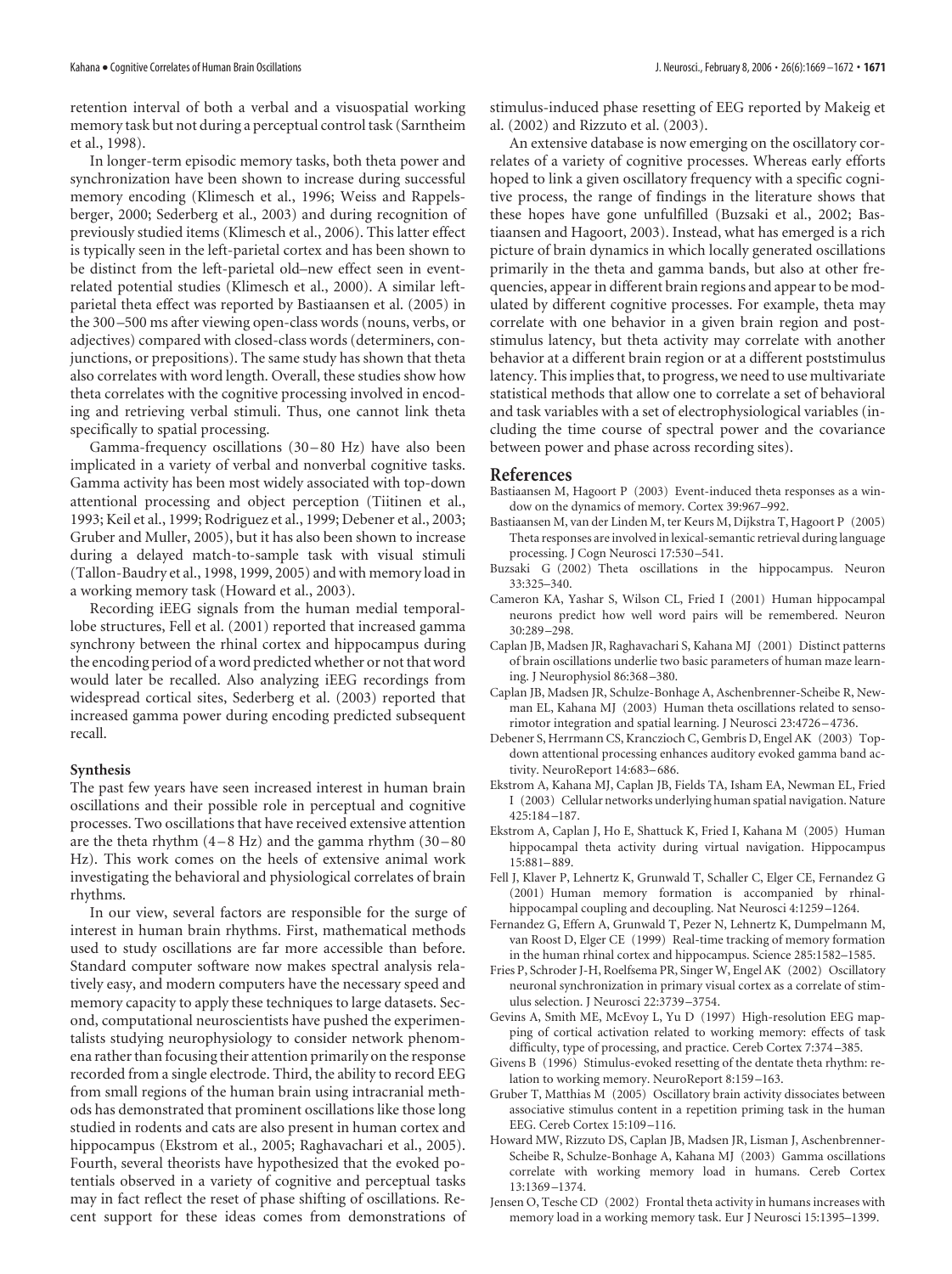retention interval of both a verbal and a visuospatial working memory task but not during a perceptual control task (Sarnthein et al., 1998).

In longer-term episodic memory tasks, both theta power and synchronization have been shown to increase during successful memory encoding (Klimesch et al., 1996; Weiss and Rappelsberger, 2000; Sederberg et al., 2003) and during recognition of previously studied items (Klimesch et al., 2006). This latter effect is typically seen in the left-parietal cortex and has been shown to be distinct from the left-parietal old–new effect seen in event-related potential studies (Klimesch et al., 2000). A similar left-parietal theta effect was reported by Bastiaansen et al. (2005) in the 300–500 ms after viewing open-class words (nouns, verbs, or adjectives) compared with closed-class words (determiners, conjunctions, or prepositions). The same study has shown that theta also correlates with word length. Overall, these studies show how theta correlates with the cognitive processing involved in encoding and retrieving verbal stimuli. Thus, one cannot link theta specifically to spatial processing.

Gamma-frequency oscillations (30–80 Hz) have also been implicated in a variety of verbal and nonverbal cognitive tasks. Gamma activity has been most widely associated with top-down attentional processing and object perception (Tiitinen et al., 1993; Keil et al., 1999; Rodriguez et al., 1999; Debener et al., 2003; Gruber and Muller, 2005), but it has also been shown to increase during a delayed match-to-sample task with visual stimuli (Tallon-Baudry et al., 1998, 1999, 2005) and with memory load in a working memory task (Howard et al., 2003).

Recording iEEG signals from the human medial temporal-lobe structures, Fell et al. (2001) reported that increased gamma synchrony between the rhinal cortex and hippocampus during the encoding period of a word predicted whether or not that word would later be recalled. Also analyzing iEEG recordings from widespread cortical sites, Sederberg et al. (2003) reported that increased gamma power during encoding predicted subsequent recall.

### Synthesis

The past few years have seen increased interest in human brain oscillations and their possible role in perceptual and cognitive processes. Two oscillations that have received extensive attention are the theta rhythm (4–8 Hz) and the gamma rhythm (30–80 Hz). This work comes on the heels of extensive animal work investigating the behavioral and physiological correlates of brain rhythms.

In our view, several factors are responsible for the surge of interest in human brain rhythms. First, mathematical methods used to study oscillations are far more accessible than before. Standard computer software now makes spectral analysis relatively easy, and modern computers have the necessary speed and memory capacity to apply these techniques to large datasets. Second, computational neuroscientists have pushed the experimentalists studying neurophysiology to consider network phenomena rather than focusing their attention primarily on the response recorded from a single electrode. Third, the ability to record EEG from small regions of the human brain using intracranial methods has demonstrated that prominent oscillations like those long studied in rodents and cats are also present in human cortex and hippocampus (Ekstrom et al., 2005; Raghavachari et al., 2005). Fourth, several theorists have hypothesized that the evoked potentials observed in a variety of cognitive and perceptual tasks may in fact reflect the reset of phase shifting of oscillations. Recent support for these ideas comes from demonstrations of stimulus-induced phase resetting of EEG reported by Makeig et al. (2002) and Rizzuto et al. (2003).

An extensive database is now emerging on the oscillatory correlates of a variety of cognitive processes. Whereas early efforts hoped to link a given oscillatory frequency with a specific cognitive process, the range of findings in the literature shows that these hopes have gone unfulfilled (Buzsaki et al., 2002; Bastiaansen and Hagoort, 2003). Instead, what has emerged is a rich picture of brain dynamics in which locally generated oscillations primarily in the theta and gamma bands, but also at other frequencies, appear in different brain regions and appear to be modulated by different cognitive processes. For example, theta may correlate with one behavior in a given brain region and post-stimulus latency, but theta activity may correlate with another behavior at a different brain region or at a different poststimulus latency. This implies that, to progress, we need to use multivariate statistical methods that allow one to correlate a set of behavioral and task variables with a set of electrophysiological variables (including the time course of spectral power and the covariance between power and phase across recording sites).

## References

Bastiaansen M, Hagoort P (2003) Event-induced theta responses as a window on the dynamics of memory. Cortex 39:967–992.

Bastiaansen M, van der Linden M, ter Keurs M, Dijkstra T, Hagoort P (2005) Theta responses are involved in lexical-semantic retrieval during language processing. J Cogn Neurosci 17:530–541.

Buzsaki G (2002) Theta oscillations in the hippocampus. Neuron 33:325–340.

Cameron KA, Yashar S, Wilson CL, Fried I (2001) Human hippocampal neurons predict how well word pairs will be remembered. Neuron 30:289–298.

Caplan JB, Madsen JR, Raghavachari S, Kahana MJ (2001) Distinct patterns of brain oscillations underlie two basic parameters of human maze learning. J Neurophysiol 86:368–380.

Caplan JB, Madsen JR, Schulze-Bonhage A, Aschenbrenner-Scheibe R, Newman EL, Kahana MJ (2003) Human theta oscillations related to sensorimotor integration and spatial learning. J Neurosci 23:4726–4736.

Debener S, Herrmann CS, Kranczioch C, Gembris D, Engel AK (2003) Top-down attentional processing enhances auditory evoked gamma band activity. NeuroReport 14:683–686.

Ekstrom A, Kahana MJ, Caplan JB, Fields TA, Isham EA, Newman EL, Fried I (2003) Cellular networks underlying human spatial navigation. Nature 425:184–187.

Ekstrom A, Caplan J, Ho E, Shattuck K, Fried I, Kahana M (2005) Human hippocampal theta activity during virtual navigation. Hippocampus 15:881–889.

Fell J, Klaver P, Lehnertz K, Grunwald T, Schaller C, Elger CE, Fernandez G (2001) Human memory formation is accompanied by rhinal-hippocampal coupling and decoupling. Nat Neurosci 4:1259–1264.

Fernandez G, Effern A, Grunwald T, Pezer N, Lehnertz K, Dumpelmann M, van Roost D, Elger CE (1999) Real-time tracking of memory formation in the human rhinal cortex and hippocampus. Science 285:1582–1585.

Fries P, Schroder J-H, Roelfsema PR, Singer W, Engel AK (2002) Oscillatory neuronal synchronization in primary visual cortex as a correlate of stimulus selection. J Neurosci 22:3739–3754.

Gevins A, Smith ME, McEvoy L, Yu D (1997) High-resolution EEG mapping of cortical activation related to working memory: effects of task difficulty, type of processing, and practice. Cereb Cortex 7:374–385.

Givens B (1996) Stimulus-evoked resetting of the dentate theta rhythm: relation to working memory. NeuroReport 8:159–163.

Gruber T, Matthias M (2005) Oscillatory brain activity dissociates between associative stimulus content in a repetition priming task in the human EEG. Cereb Cortex 15:109–116.

Howard MW, Rizzuto DS, Caplan JB, Madsen JR, Lisman J, Aschenbrenner-Scheibe R, Schulze-Bonhage A, Kahana MJ (2003) Gamma oscillations correlate with working memory load in humans. Cereb Cortex 13:1369–1374.

Jensen O, Tesche CD (2002) Frontal theta activity in humans increases with memory load in a working memory task. Eur J Neurosci 15:1395–1399.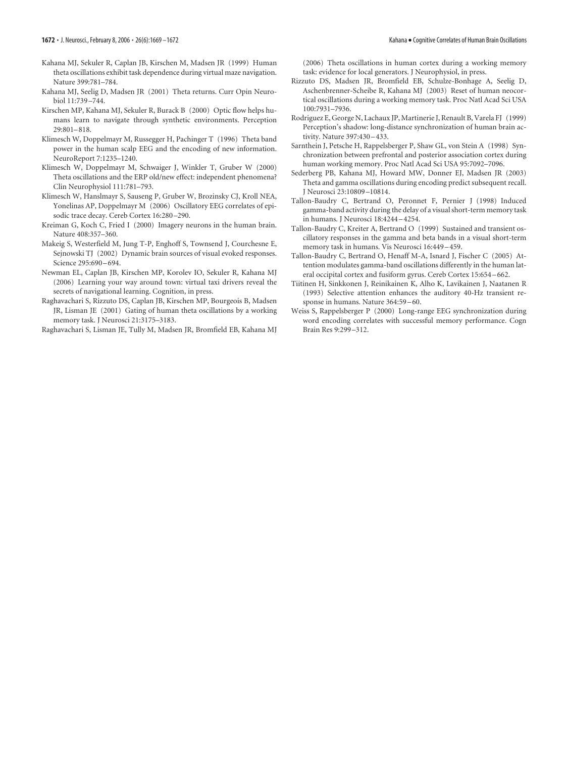Kahana MJ, Sekuler R, Caplan JB, Kirschen M, Madsen JR (1999) Human theta oscillations exhibit task dependence during virtual maze navigation. Nature 399:781–784.

Kahana MJ, Seelig D, Madsen JR (2001) Theta returns. Curr Opin Neurobiol 11:739–744.

Kirschen MP, Kahana MJ, Sekuler R, Burack B (2000) Optic flow helps humans learn to navigate through synthetic environments. Perception 29:801–818.

Klimesch W, Doppelmayr M, Russegger H, Pachinger T (1996) Theta band power in the human scalp EEG and the encoding of new information. NeuroReport 7:1235–1240.

Klimesch W, Doppelmayr M, Schwaiger J, Winkler T, Gruber W (2000) Theta oscillations and the ERP old/new effect: independent phenomena? Clin Neurophysiol 111:781–793.

Klimesch W, Hanslmayr S, Sauseng P, Gruber W, Brozinsky CJ, Kroll NEA, Yonelinas AP, Doppelmayr M (2006) Oscillatory EEG correlates of episodic trace decay. Cereb Cortex 16:280–290.

Kreiman G, Koch C, Fried I (2000) Imagery neurons in the human brain. Nature 408:357–360.

Makeig S, Westerfield M, Jung T-P, Enghoff S, Townsend J, Courchesne E, Sejnowski TJ (2002) Dynamic brain sources of visual evoked responses. Science 295:690–694.

Newman EL, Caplan JB, Kirschen MP, Korolev IO, Sekuler R, Kahana MJ (2006) Learning your way around town: virtual taxi drivers reveal the secrets of navigational learning. Cognition, in press.

Raghavachari S, Rizzuto DS, Caplan JB, Kirschen MP, Bourgeois B, Madsen JR, Lisman JE (2001) Gating of human theta oscillations by a working memory task. J Neurosci 21:3175–3183.

Raghavachari S, Lisman JE, Tully M, Madsen JR, Bromfield EB, Kahana MJ (2006) Theta oscillations in human cortex during a working memory task: evidence for local generators. J Neurophysiol, in press.

Rizzuto DS, Madsen JR, Bromfield EB, Schulze-Bonhage A, Seelig D, Aschenbrenner-Scheibe R, Kahana MJ (2003) Reset of human neocortical oscillations during a working memory task. Proc Natl Acad Sci USA 100:7931–7936.

Rodriguez E, George N, Lachaux JP, Martinerie J, Renault B, Varela FJ (1999) Perception's shadow: long-distance synchronization of human brain activity. Nature 397:430–433.

Sarnthein J, Petsche H, Rappelsberger P, Shaw GL, von Stein A (1998) Synchronization between prefrontal and posterior association cortex during human working memory. Proc Natl Acad Sci USA 95:7092–7096.

Sederberg PB, Kahana MJ, Howard MW, Donner EJ, Madsen JR (2003) Theta and gamma oscillations during encoding predict subsequent recall. J Neurosci 23:10809–10814.

Tallon-Baudry C, Bertrand O, Peronnet F, Pernier J (1998) Induced gamma-band activity during the delay of a visual short-term memory task in humans. J Neurosci 18:4244–4254.

Tallon-Baudry C, Kreiter A, Bertrand O (1999) Sustained and transient oscillatory responses in the gamma and beta bands in a visual short-term memory task in humans. Vis Neurosci 16:449–459.

Tallon-Baudry C, Bertrand O, Henaff M-A, Isnard J, Fischer C (2005) Attention modulates gamma-band oscillations differently in the human lateral occipital cortex and fusiform gyrus. Cereb Cortex 15:654–662.

Tiitinen H, Sinkkonen J, Reinikainen K, Alho K, Lavikainen J, Naatanen R (1993) Selective attention enhances the auditory 40-Hz transient response in humans. Nature 364:59–60.

Weiss S, Rappelsberger P (2000) Long-range EEG synchronization during word encoding correlates with successful memory performance. Cogn Brain Res 9:299–312.